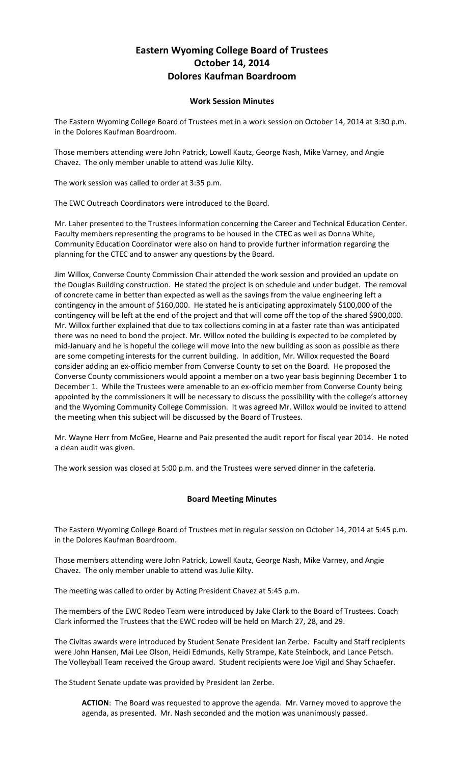# Eastern Wyoming College Board of Trustees
# October 14, 2014
# Dolores Kaufman Boardroom

## Work Session Minutes

The Eastern Wyoming College Board of Trustees met in a work session on October 14, 2014 at 3:30 p.m. in the Dolores Kaufman Boardroom.

Those members attending were John Patrick, Lowell Kautz, George Nash, Mike Varney, and Angie Chavez. The only member unable to attend was Julie Kilty.

The work session was called to order at 3:35 p.m.

The EWC Outreach Coordinators were introduced to the Board.

Mr. Laher presented to the Trustees information concerning the Career and Technical Education Center. Faculty members representing the programs to be housed in the CTEC as well as Donna White, Community Education Coordinator were also on hand to provide further information regarding the planning for the CTEC and to answer any questions by the Board.

Jim Willox, Converse County Commission Chair attended the work session and provided an update on the Douglas Building construction. He stated the project is on schedule and under budget. The removal of concrete came in better than expected as well as the savings from the value engineering left a contingency in the amount of $160,000. He stated he is anticipating approximately $100,000 of the contingency will be left at the end of the project and that will come off the top of the shared $900,000. Mr. Willox further explained that due to tax collections coming in at a faster rate than was anticipated there was no need to bond the project. Mr. Willox noted the building is expected to be completed by mid-January and he is hopeful the college will move into the new building as soon as possible as there are some competing interests for the current building. In addition, Mr. Willox requested the Board consider adding an ex-officio member from Converse County to set on the Board. He proposed the Converse County commissioners would appoint a member on a two year basis beginning December 1 to December 1. While the Trustees were amenable to an ex-officio member from Converse County being appointed by the commissioners it will be necessary to discuss the possibility with the college's attorney and the Wyoming Community College Commission. It was agreed Mr. Willox would be invited to attend the meeting when this subject will be discussed by the Board of Trustees.

Mr. Wayne Herr from McGee, Hearne and Paiz presented the audit report for fiscal year 2014. He noted a clean audit was given.

The work session was closed at 5:00 p.m. and the Trustees were served dinner in the cafeteria.

## Board Meeting Minutes

The Eastern Wyoming College Board of Trustees met in regular session on October 14, 2014 at 5:45 p.m. in the Dolores Kaufman Boardroom.

Those members attending were John Patrick, Lowell Kautz, George Nash, Mike Varney, and Angie Chavez. The only member unable to attend was Julie Kilty.

The meeting was called to order by Acting President Chavez at 5:45 p.m.

The members of the EWC Rodeo Team were introduced by Jake Clark to the Board of Trustees. Coach Clark informed the Trustees that the EWC rodeo will be held on March 27, 28, and 29.

The Civitas awards were introduced by Student Senate President Ian Zerbe. Faculty and Staff recipients were John Hansen, Mai Lee Olson, Heidi Edmunds, Kelly Strampe, Kate Steinbock, and Lance Petsch. The Volleyball Team received the Group award. Student recipients were Joe Vigil and Shay Schaefer.

The Student Senate update was provided by President Ian Zerbe.

> **ACTION**: The Board was requested to approve the agenda. Mr. Varney moved to approve the agenda, as presented. Mr. Nash seconded and the motion was unanimously passed.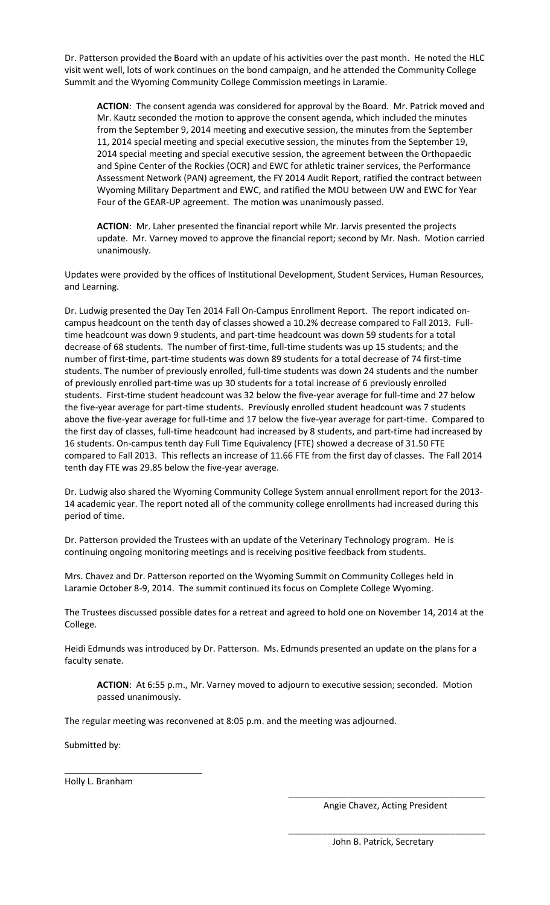Dr. Patterson provided the Board with an update of his activities over the past month. He noted the HLC visit went well, lots of work continues on the bond campaign, and he attended the Community College Summit and the Wyoming Community College Commission meetings in Laramie.

> **ACTION**: The consent agenda was considered for approval by the Board. Mr. Patrick moved and Mr. Kautz seconded the motion to approve the consent agenda, which included the minutes from the September 9, 2014 meeting and executive session, the minutes from the September 11, 2014 special meeting and special executive session, the minutes from the September 19, 2014 special meeting and special executive session, the agreement between the Orthopaedic and Spine Center of the Rockies (OCR) and EWC for athletic trainer services, the Performance Assessment Network (PAN) agreement, the FY 2014 Audit Report, ratified the contract between Wyoming Military Department and EWC, and ratified the MOU between UW and EWC for Year Four of the GEAR-UP agreement. The motion was unanimously passed.

> **ACTION**: Mr. Laher presented the financial report while Mr. Jarvis presented the projects update. Mr. Varney moved to approve the financial report; second by Mr. Nash. Motion carried unanimously.

Updates were provided by the offices of Institutional Development, Student Services, Human Resources, and Learning.

Dr. Ludwig presented the Day Ten 2014 Fall On-Campus Enrollment Report. The report indicated on-campus headcount on the tenth day of classes showed a 10.2% decrease compared to Fall 2013. Full-time headcount was down 9 students, and part-time headcount was down 59 students for a total decrease of 68 students. The number of first-time, full-time students was up 15 students; and the number of first-time, part-time students was down 89 students for a total decrease of 74 first-time students. The number of previously enrolled, full-time students was down 24 students and the number of previously enrolled part-time was up 30 students for a total increase of 6 previously enrolled students. First-time student headcount was 32 below the five-year average for full-time and 27 below the five-year average for part-time students. Previously enrolled student headcount was 7 students above the five-year average for full-time and 17 below the five-year average for part-time. Compared to the first day of classes, full-time headcount had increased by 8 students, and part-time had increased by 16 students. On-campus tenth day Full Time Equivalency (FTE) showed a decrease of 31.50 FTE compared to Fall 2013. This reflects an increase of 11.66 FTE from the first day of classes. The Fall 2014 tenth day FTE was 29.85 below the five-year average.

Dr. Ludwig also shared the Wyoming Community College System annual enrollment report for the 2013-14 academic year. The report noted all of the community college enrollments had increased during this period of time.

Dr. Patterson provided the Trustees with an update of the Veterinary Technology program. He is continuing ongoing monitoring meetings and is receiving positive feedback from students.

Mrs. Chavez and Dr. Patterson reported on the Wyoming Summit on Community Colleges held in Laramie October 8-9, 2014. The summit continued its focus on Complete College Wyoming.

The Trustees discussed possible dates for a retreat and agreed to hold one on November 14, 2014 at the College.

Heidi Edmunds was introduced by Dr. Patterson. Ms. Edmunds presented an update on the plans for a faculty senate.

> **ACTION**: At 6:55 p.m., Mr. Varney moved to adjourn to executive session; seconded. Motion passed unanimously.

The regular meeting was reconvened at 8:05 p.m. and the meeting was adjourned.

Submitted by:

\_\_\_\_\_\_\_\_\_\_\_\_\_\_\_\_\_\_\_\_\_\_\_\_\_\_\_\_

Holly L. Branham

\_\_\_\_\_\_\_\_\_\_\_\_\_\_\_\_\_\_\_\_\_\_\_\_\_\_\_\_\_\_\_\_\_\_\_\_\_\_\_\_

Angie Chavez, Acting President

\_\_\_\_\_\_\_\_\_\_\_\_\_\_\_\_\_\_\_\_\_\_\_\_\_\_\_\_\_\_\_\_\_\_\_\_\_\_\_\_

John B. Patrick, Secretary